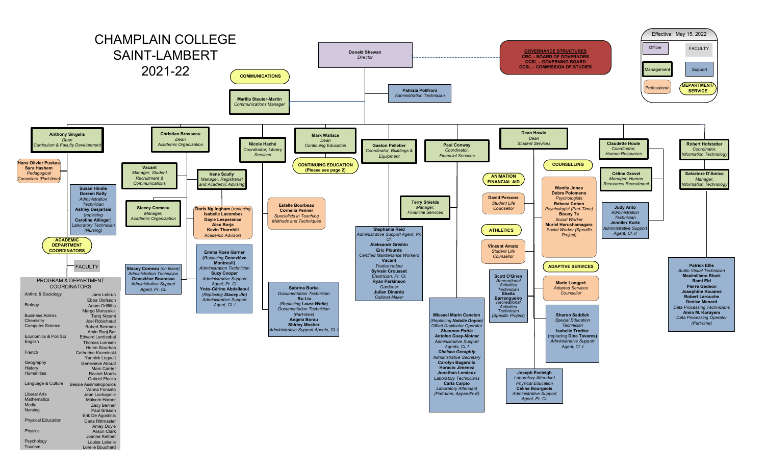# CHAMPLAIN COLLEGE SAINT-LAMBERT 2021-22

Effective: May 15, 2022

Legend: Officer | FACULTY | Management | Support | Professional | DEPARTMENT/SERVICE

**GOVERNANCE STRUCTURES**
**CRC – BOARD OF GOVERNORS**
**CCSL – GOVERNING BOARD**
**CCSL – COMMISSION OF STUDIES**

**Donald Shewan**
*Director*

**Patrizia Polifroni**
*Administration Technician*

**COMMUNICATIONS**

**Marilla Steuter-Martin**
*Communications Manager*

---

**Anthony Singelis**
*Dean*
*Curriculum & Faculty Development*

**Hans Olivier Puskas**
**Sara Hashem**
*Pedagogical Consellors (Part-time)*

**Susan Hindle**
**Doreen Kelly**
*Administration Technician*
**Ashley Desjarlais** (*replacing* **Caroline Allinger**)
*Laboratory Technician (Nursing)*

**ACADEMIC DEPARTMENT COORDINATORS**

FACULTY

PROGRAM & DEPARTMENT COORDINATORS

| | |
|---|---|
| Anthro & Sociology | Jane Lebrun |
| | Ebba Olofsson |
| Biology | Adam Griffiths |
| | Margo Marszalek |
| Business Admin. | Tariq Nizami |
| Chemistry | Joel Robichaud |
| Computer Science | Robert Bierman |
| | Amin Ranj Bar |
| Economics & Poli Sci | Edward Lardizabal |
| English | Thomas Lornsen |
| | Helen Siourbas |
| French | Catherine Kozminski |
| | Yannick Legault |
| Geography | Genevieve Aboud |
| History | Marc Carrier |
| Humanities | Rachel Morris |
| | Gabriel Flacks |
| Language & Culture | Bessie Assimakopoulos |
| | Vanna Fonsato |
| Liberal Arts | Jean Lachapelle |
| Mathematics | Malcom Harper |
| Media | Zacy Benner |
| Nursing | Paul Brisson |
| | Erik De Agostinis |
| Physical Education | Dana Rittmaster |
| | Amey Doyle |
| Physics | Alison Clark |
| | Joanne Kettner |
| Psychology | Louise Labelle |
| Tourism | Lorelie Bouchard |

---

**Christian Brosseau**
*Dean*
*Academic Organization*

**Vacant**
*Manager, Student Recruitment & Communications*

**Stacey Comeau**
*Manager, Academic Organization*

**Stacey Comeau** (*on leave*)
*Administration Technician*
**Geneviève Bourassa**
*Administrative Support Agent, Pr. Cl.*

**Irene Scully**
*Manager, Registrariat and Academic Advising*

**Doris Ng Ingham** (*replacing* **Isabelle Lacombe**)
**Dayle Lesperance**
**Alex Borja**
**Kevin Thornhill**
*Academic Advisors*

**Emma Rose Garner**
(*Replacing* **Geneviève Montreuil**)
*Administration Technician*
**Suzy Cooper**
*Administrative Support Agent, Pr. Cl.*
**Ynès-Cérine Abdellaoui**
(*Replacing* ***Stacey Jin***)
*Administrative Support Agent, Cl. I*

---

**Nicole Haché**
*Coordinator, Library Services*

**Estelle Bourbeau**
**Cornelia Penner**
*Specialists in Teaching Methods and Techniques*

**Sabrina Burke**
*Documentation Technician*
**Ru Liu**
(*Replacing* ***Laura White***)
*Documentation Technician (Part-time)*
**Angela Borau**
**Shirley Mosher**
*Administrative Support Agents, Cl. I*

---

**Mark Wallace**
*Dean*
*Continuing Education*

**CONTINUING EDUCATION**
**(Please see page 2)**

---

**Gaston Pelletier**
*Coordinator, Buildings & Equipment*

**Stephanie Reid**
*Administrative Support Agent, Pr. Cl.*
**Aleksandr Grishin**
**Eric Plourde**
*Certified Maintenance Workers*
**Vacant**
*Trades Helper*
**Sylvain Crousset**
*Electrician, Pr. Cl.*
**Ryan Parkinson**
*Gardener*
**Julian Dinardo**
*Cabinet Maker*

---

**Paul Conway**
*Coordinator, Financial Services*

**Terry Shields**
*Manager, Financial Services*

**Micsael Marin Canelon**
(*Replacing* ***Natalie Doyon***)
*Offset Duplicator Operator*
***Shannon Pottle***
***Antoine Guay-Molnar***
*Administrative Support Agents, Cl. I*
***Chelsea Geraghty***
*Administrative Secretary*
**Carolyn Bagarollo**
**Horacio Jimenez**
**Jonathan Lemieux**
*Laboratory Technicians*
**Carla Carpio**
*Laboratory Attendant (Part-time, Appendix E)*

---

**Dean Howie**
*Dean*
*Student Services*

**ANIMATION FINANCIAL AID**

**David Persons**
*Student Life Counsellor*

**ATHLETICS**

**Vincent Amato**
*Student Life Counsellor*

**Scott O'Brien**
*Recreational Activities Technician*
**Sheila Barrangueiro**
*Recreational Activities Technician (Specific Project)*

**Joseph Eveleigh**
*Laboratory Attendant Physical Education*
**Céline Bourgeois**
*Administrative Support Agent, Pr. Cl.*

**COUNSELLING**

**Wanita Jones**
**Debra Polomeno**
*Psychologists*
**Rebeca Cohen**
*Psychologist (Part-Time)*
**Bouny Te**
*Social Worker*
**Muriel Harushamagara**
*Social Worker (Specific Project)*

**ADAPTIVE SERVICES**

**Marie Longpré**
*Adapted Services Counsellor*

**Sharon Saddick**
*Special Education Technician*
**Isabelle Trottier**
(replacing **Dina Tavares**)
*Administrative Support Agent, Cl. I*

---

**Claudette Houle**
*Coordinator, Human Resources*

**Céline Gravel**
*Manager, Human Resources Recruitment*

**Judy Anto**
*Administration Technician*
**Jennifer Kurtz**
*Administrative Support Agent, Cl. II*

---

**Robert Hofstatter**
*Coordinator, Information Technology*

**Salvatore D'Amico**
*Manager, Information Technology*

**Patrick Ellis**
*Audio Visual Technician*
**Maximiliano Block**
**Rami Eid**
**Pierre Gedeon**
**Josephine Kouame**
**Robert Larouche**
**Denise Menard**
*Data Processing Technicians*
**Amin M. Korayem**
*Data Processing Operator (Part-time)*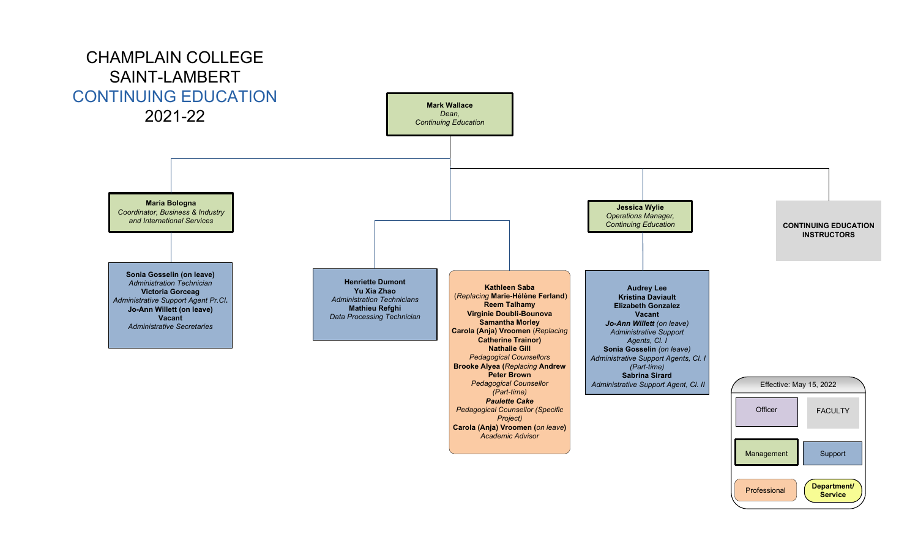# CHAMPLAIN COLLEGE SAINT-LAMBERT
## CONTINUING EDUCATION
## 2021-22

**Mark Wallace**
*Dean, Continuing Education*

**Maria Bologna**
*Coordinator, Business & Industry and International Services*

- **Sonia Gosselin (on leave)**
  *Administration Technician*
- **Victoria Gorceag**
  *Administrative Support Agent Pr.Cl.*
- **Jo-Ann Willett (on leave)**
- **Vacant**
  *Administrative Secretaries*

**Henriette Dumont**
**Yu Xia Zhao**
*Administration Technicians*
**Mathieu Refghi**
*Data Processing Technician*

**Kathleen Saba**
(*Replacing* **Marie-Hélène Ferland**)
**Reem Talhamy**
**Virginie Doubli-Bounova**
**Samantha Morley**
**Carola (Anja) Vroomen** (*Replacing* **Catherine Trainor)**
**Nathalie Gill**
*Pedagogical Counsellors*
**Brooke Alyea** (*Replacing* **Andrew Peter Brown**
*Pedagogical Counsellor (Part-time)*
***Paulette Cake***
*Pedagogical Counsellor (Specific Project)*
**Carola (Anja) Vroomen** (*on leave*)
*Academic Advisor*

**Jessica Wylie**
*Operations Manager, Continuing Education*

- **Audrey Lee**
- **Kristina Daviault**
- **Elizabeth Gonzalez**
- **Vacant**
- ***Jo-Ann Willett*** *(on leave)*
  *Administrative Support Agents, Cl. I*
- **Sonia Gosselin** *(on leave)*
  *Administrative Support Agents, Cl. I (Part-time)*
- **Sabrina Sirard**
  *Administrative Support Agent, Cl. II*

**CONTINUING EDUCATION INSTRUCTORS**

Effective: May 15, 2022

Legend: Officer | FACULTY | Management | Support | Professional | Department/ Service